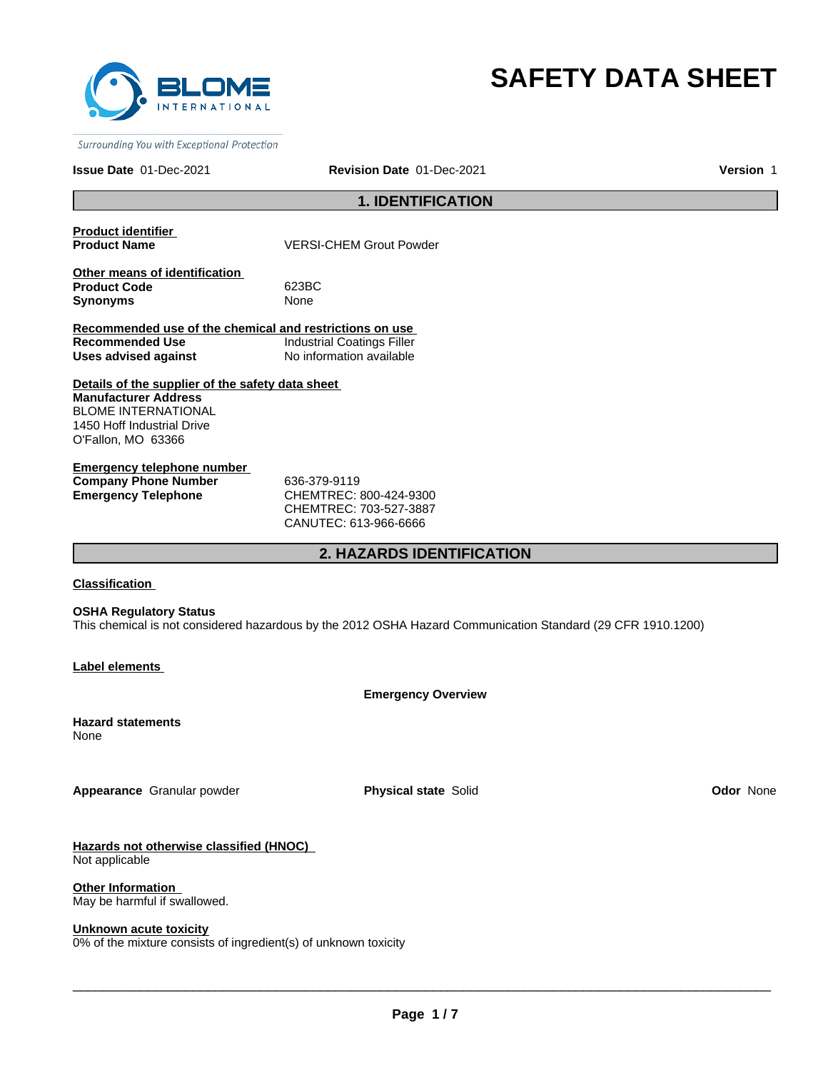BLOME INTERNATIONAL

*Surrounding You with Exceptional Protection*

# SAFETY DATA SHEET

**Issue Date** 01-Dec-2021 **Revision Date** 01-Dec-2021 **Version** 1

## 1. IDENTIFICATION

**Product identifier**

**Product Name** VERSI-CHEM Grout Powder

**Other means of identification**

**Product Code** 623BC

**Synonyms** None

**Recommended use of the chemical and restrictions on use**

**Recommended Use** Industrial Coatings Filler

**Uses advised against** No information available

**Details of the supplier of the safety data sheet**

**Manufacturer Address**

BLOME INTERNATIONAL
1450 Hoff Industrial Drive
O'Fallon, MO 63366

**Emergency telephone number**

**Company Phone Number** 636-379-9119

**Emergency Telephone** CHEMTREC: 800-424-9300
CHEMTREC: 703-527-3887
CANUTEC: 613-966-6666

## 2. HAZARDS IDENTIFICATION

**Classification**

**OSHA Regulatory Status**

This chemical is not considered hazardous by the 2012 OSHA Hazard Communication Standard (29 CFR 1910.1200)

**Label elements**

**Emergency Overview**

**Hazard statements**

None

**Appearance** Granular powder **Physical state** Solid **Odor** None

**Hazards not otherwise classified (HNOC)**

Not applicable

**Other Information**

May be harmful if swallowed.

**Unknown acute toxicity**

0% of the mixture consists of ingredient(s) of unknown toxicity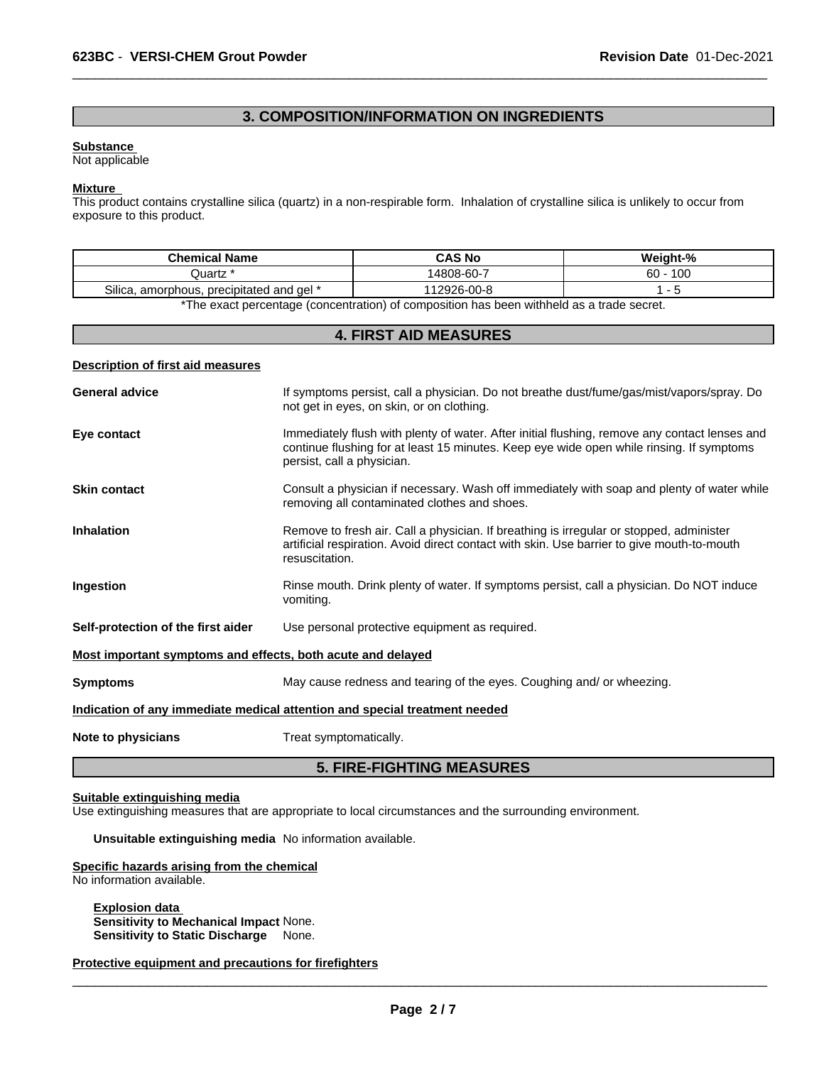## 3. COMPOSITION/INFORMATION ON INGREDIENTS

**Substance**
Not applicable

**Mixture**
This product contains crystalline silica (quartz) in a non-respirable form. Inhalation of crystalline silica is unlikely to occur from exposure to this product.

| Chemical Name | CAS No | Weight-% |
|---|---|---|
| Quartz * | 14808-60-7 | 60 - 100 |
| Silica, amorphous, precipitated and gel * | 112926-00-8 | 1 - 5 |

*The exact percentage (concentration) of composition has been withheld as a trade secret.

## 4. FIRST AID MEASURES

**Description of first aid measures**

**General advice**
If symptoms persist, call a physician. Do not breathe dust/fume/gas/mist/vapors/spray. Do not get in eyes, on skin, or on clothing.

**Eye contact**
Immediately flush with plenty of water. After initial flushing, remove any contact lenses and continue flushing for at least 15 minutes. Keep eye wide open while rinsing. If symptoms persist, call a physician.

**Skin contact**
Consult a physician if necessary. Wash off immediately with soap and plenty of water while removing all contaminated clothes and shoes.

**Inhalation**
Remove to fresh air. Call a physician. If breathing is irregular or stopped, administer artificial respiration. Avoid direct contact with skin. Use barrier to give mouth-to-mouth resuscitation.

**Ingestion**
Rinse mouth. Drink plenty of water. If symptoms persist, call a physician. Do NOT induce vomiting.

**Self-protection of the first aider**
Use personal protective equipment as required.

**Most important symptoms and effects, both acute and delayed**

**Symptoms**
May cause redness and tearing of the eyes. Coughing and/ or wheezing.

**Indication of any immediate medical attention and special treatment needed**

**Note to physicians**
Treat symptomatically.

## 5. FIRE-FIGHTING MEASURES

**Suitable extinguishing media**
Use extinguishing measures that are appropriate to local circumstances and the surrounding environment.

**Unsuitable extinguishing media** No information available.

**Specific hazards arising from the chemical**
No information available.

**Explosion data**
**Sensitivity to Mechanical Impact** None.
**Sensitivity to Static Discharge** None.

**Protective equipment and precautions for firefighters**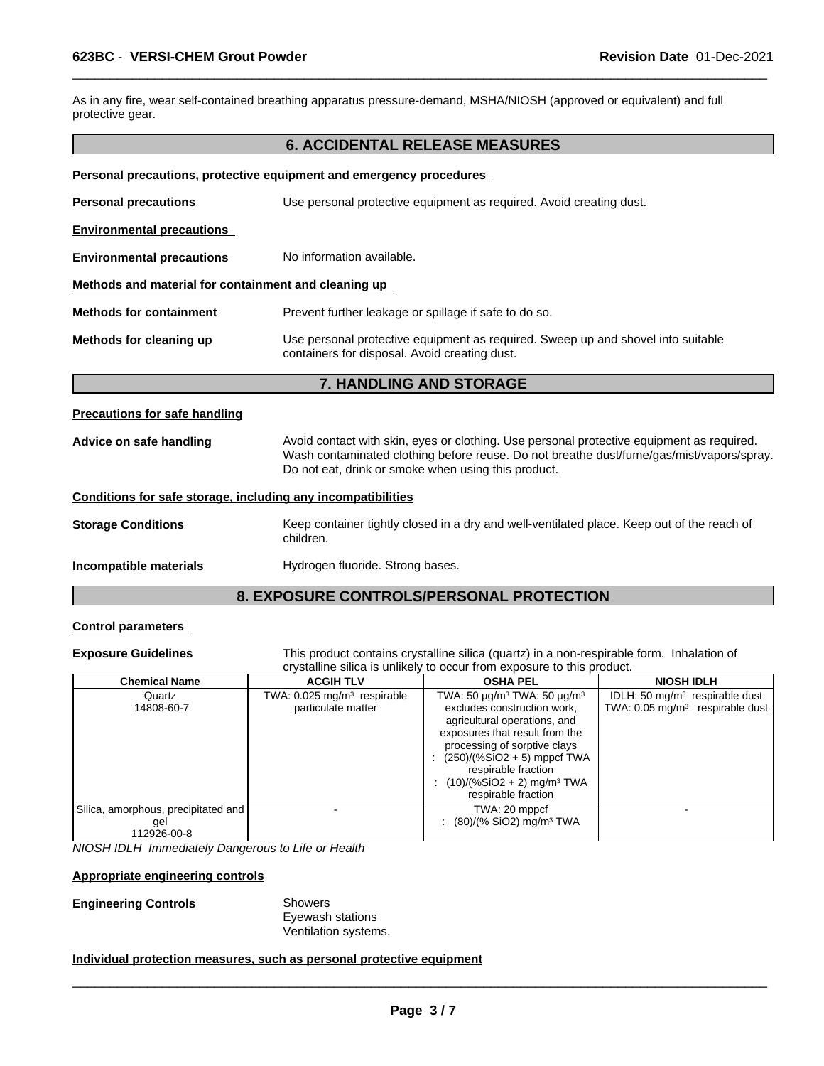As in any fire, wear self-contained breathing apparatus pressure-demand, MSHA/NIOSH (approved or equivalent) and full protective gear.

## 6. ACCIDENTAL RELEASE MEASURES

**Personal precautions, protective equipment and emergency procedures**

**Personal precautions** Use personal protective equipment as required. Avoid creating dust.

**Environmental precautions**

**Environmental precautions** No information available.

**Methods and material for containment and cleaning up**

**Methods for containment** Prevent further leakage or spillage if safe to do so.

**Methods for cleaning up** Use personal protective equipment as required. Sweep up and shovel into suitable containers for disposal. Avoid creating dust.

## 7. HANDLING AND STORAGE

**Precautions for safe handling**

**Advice on safe handling** Avoid contact with skin, eyes or clothing. Use personal protective equipment as required. Wash contaminated clothing before reuse. Do not breathe dust/fume/gas/mist/vapors/spray. Do not eat, drink or smoke when using this product.

**Conditions for safe storage, including any incompatibilities**

**Storage Conditions** Keep container tightly closed in a dry and well-ventilated place. Keep out of the reach of children.

**Incompatible materials** Hydrogen fluoride. Strong bases.

## 8. EXPOSURE CONTROLS/PERSONAL PROTECTION

**Control parameters**

**Exposure Guidelines** This product contains crystalline silica (quartz) in a non-respirable form. Inhalation of crystalline silica is unlikely to occur from exposure to this product.

| Chemical Name | ACGIH TLV | OSHA PEL | NIOSH IDLH |
|---|---|---|---|
| Quartz<br>14808-60-7 | TWA: 0.025 mg/m³ respirable particulate matter | TWA: 50 µg/m³ TWA: 50 µg/m³ excludes construction work, agricultural operations, and exposures that result from the processing of sorptive clays<br>: (250)/(%SiO2 + 5) mppcf TWA respirable fraction<br>: (10)/(%SiO2 + 2) mg/m³ TWA respirable fraction | IDLH: 50 mg/m³ respirable dust<br>TWA: 0.05 mg/m³ respirable dust |
| Silica, amorphous, precipitated and gel<br>112926-00-8 | - | TWA: 20 mppcf<br>: (80)/(% SiO2) mg/m³ TWA | - |

*NIOSH IDLH Immediately Dangerous to Life or Health*

**Appropriate engineering controls**

**Engineering Controls** Showers
Eyewash stations
Ventilation systems.

**Individual protection measures, such as personal protective equipment**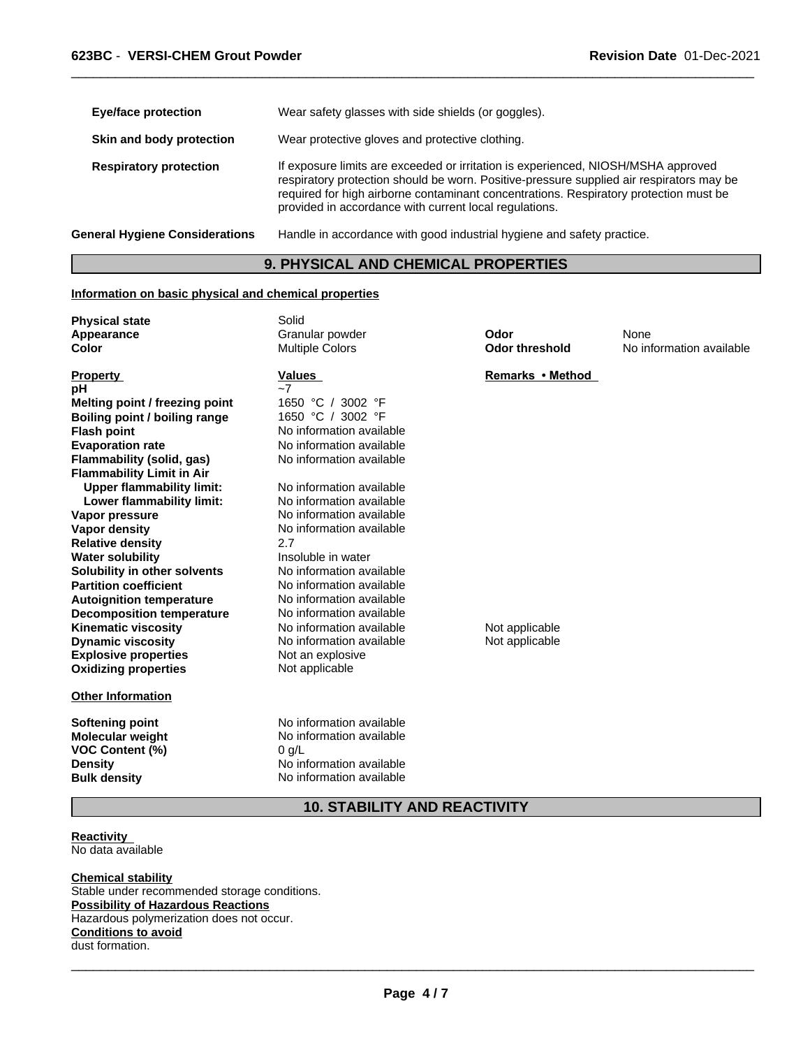| | |
|---|---|
| **Eye/face protection** | Wear safety glasses with side shields (or goggles). |
| **Skin and body protection** | Wear protective gloves and protective clothing. |
| **Respiratory protection** | If exposure limits are exceeded or irritation is experienced, NIOSH/MSHA approved respiratory protection should be worn. Positive-pressure supplied air respirators may be required for high airborne contaminant concentrations. Respiratory protection must be provided in accordance with current local regulations. |
| **General Hygiene Considerations** | Handle in accordance with good industrial hygiene and safety practice. |

## 9. PHYSICAL AND CHEMICAL PROPERTIES

**Information on basic physical and chemical properties**

| | | | |
|---|---|---|---|
| **Physical state** | Solid | | |
| **Appearance** | Granular powder | **Odor** | None |
| **Color** | Multiple Colors | **Odor threshold** | No information available |

| **Property** | **Values** | **Remarks • Method** |
|---|---|---|
| **pH** | ~7 | |
| **Melting point / freezing point** | 1650 °C / 3002 °F | |
| **Boiling point / boiling range** | 1650 °C / 3002 °F | |
| **Flash point** | No information available | |
| **Evaporation rate** | No information available | |
| **Flammability (solid, gas)** | No information available | |
| **Flammability Limit in Air** | | |
| **Upper flammability limit:** | No information available | |
| **Lower flammability limit:** | No information available | |
| **Vapor pressure** | No information available | |
| **Vapor density** | No information available | |
| **Relative density** | 2.7 | |
| **Water solubility** | Insoluble in water | |
| **Solubility in other solvents** | No information available | |
| **Partition coefficient** | No information available | |
| **Autoignition temperature** | No information available | |
| **Decomposition temperature** | No information available | |
| **Kinematic viscosity** | No information available | Not applicable |
| **Dynamic viscosity** | No information available | Not applicable |
| **Explosive properties** | Not an explosive | |
| **Oxidizing properties** | Not applicable | |

**Other Information**

| | |
|---|---|
| **Softening point** | No information available |
| **Molecular weight** | No information available |
| **VOC Content (%)** | 0 g/L |
| **Density** | No information available |
| **Bulk density** | No information available |

## 10. STABILITY AND REACTIVITY

**Reactivity**
No data available

**Chemical stability**
Stable under recommended storage conditions.
**Possibility of Hazardous Reactions**
Hazardous polymerization does not occur.
**Conditions to avoid**
dust formation.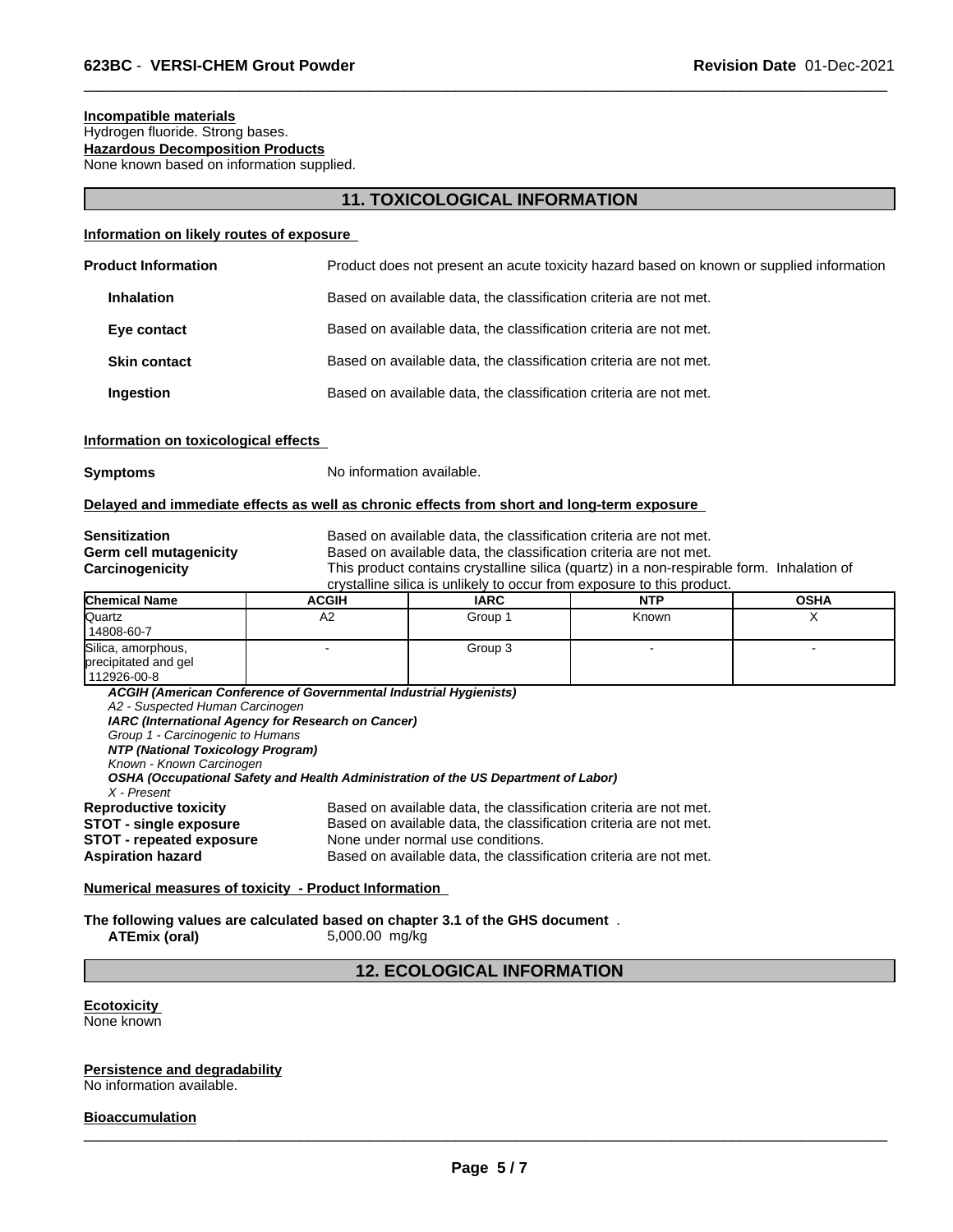**Incompatible materials**
Hydrogen fluoride. Strong bases.
**Hazardous Decomposition Products**
None known based on information supplied.

## 11. TOXICOLOGICAL INFORMATION

**Information on likely routes of exposure**

**Product Information** Product does not present an acute toxicity hazard based on known or supplied information

**Inhalation** Based on available data, the classification criteria are not met.

**Eye contact** Based on available data, the classification criteria are not met.

**Skin contact** Based on available data, the classification criteria are not met.

**Ingestion** Based on available data, the classification criteria are not met.

**Information on toxicological effects**

**Symptoms** No information available.

**Delayed and immediate effects as well as chronic effects from short and long-term exposure**

**Sensitization** Based on available data, the classification criteria are not met.
**Germ cell mutagenicity** Based on available data, the classification criteria are not met.
**Carcinogenicity** This product contains crystalline silica (quartz) in a non-respirable form. Inhalation of crystalline silica is unlikely to occur from exposure to this product.

| Chemical Name | ACGIH | IARC | NTP | OSHA |
|---|---|---|---|---|
| Quartz 14808-60-7 | A2 | Group 1 | Known | X |
| Silica, amorphous, precipitated and gel 112926-00-8 | - | Group 3 | - | - |

***ACGIH (American Conference of Governmental Industrial Hygienists)***
*A2 - Suspected Human Carcinogen*
***IARC (International Agency for Research on Cancer)***
*Group 1 - Carcinogenic to Humans*
***NTP (National Toxicology Program)***
*Known - Known Carcinogen*
***OSHA (Occupational Safety and Health Administration of the US Department of Labor)***
*X - Present*

**Reproductive toxicity** Based on available data, the classification criteria are not met.
**STOT - single exposure** Based on available data, the classification criteria are not met.
**STOT - repeated exposure** None under normal use conditions.
**Aspiration hazard** Based on available data, the classification criteria are not met.

**Numerical measures of toxicity - Product Information**

**The following values are calculated based on chapter 3.1 of the GHS document** .
**ATEmix (oral)** 5,000.00 mg/kg

## 12. ECOLOGICAL INFORMATION

**Ecotoxicity**
None known

**Persistence and degradability**
No information available.

**Bioaccumulation**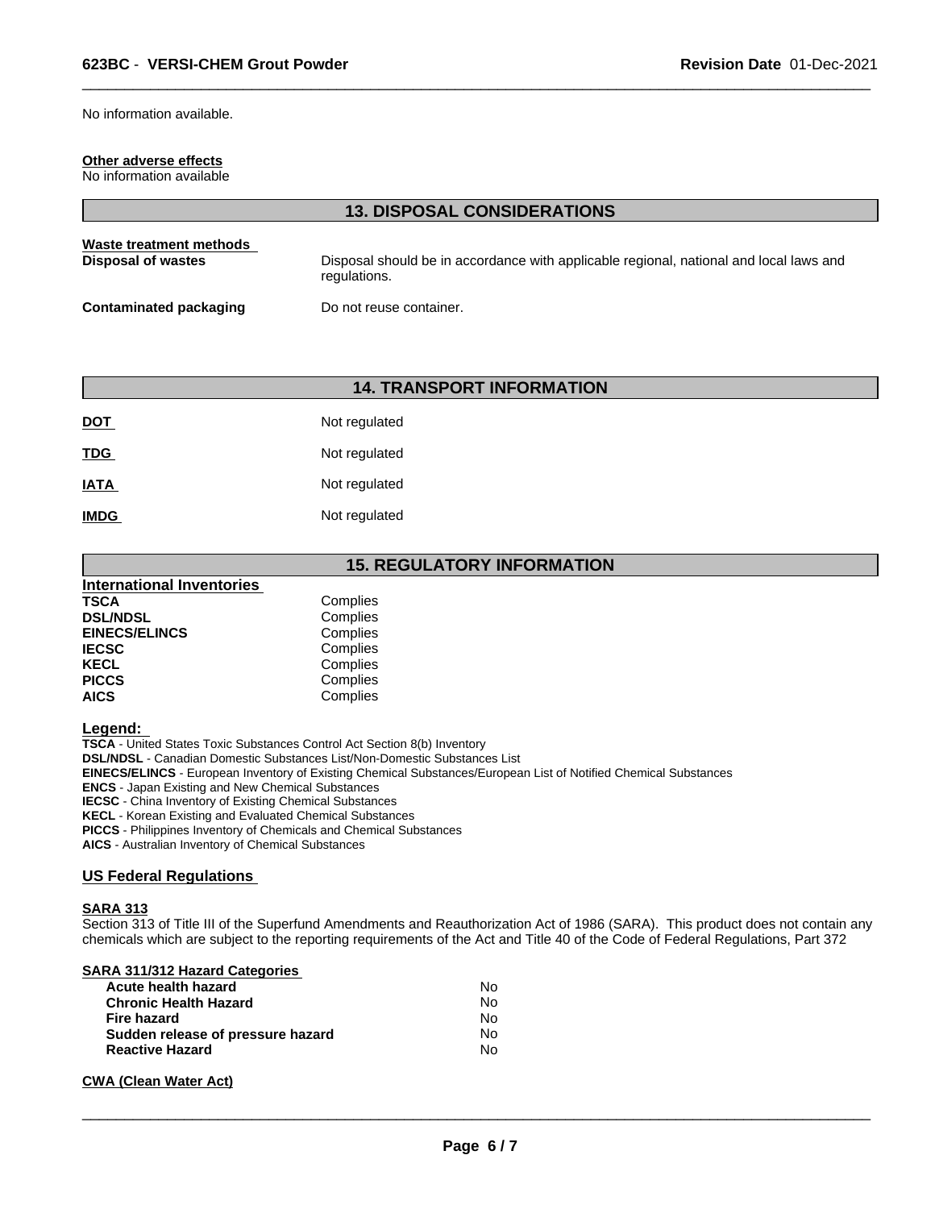No information available.

**Other adverse effects**
No information available

## 13. DISPOSAL CONSIDERATIONS

**Waste treatment methods**

| | |
|---|---|
| **Disposal of wastes** | Disposal should be in accordance with applicable regional, national and local laws and regulations. |
| **Contaminated packaging** | Do not reuse container. |

## 14. TRANSPORT INFORMATION

| | |
|---|---|
| **DOT** | Not regulated |
| **TDG** | Not regulated |
| **IATA** | Not regulated |
| **IMDG** | Not regulated |

## 15. REGULATORY INFORMATION

**International Inventories**

| | |
|---|---|
| **TSCA** | Complies |
| **DSL/NDSL** | Complies |
| **EINECS/ELINCS** | Complies |
| **IECSC** | Complies |
| **KECL** | Complies |
| **PICCS** | Complies |
| **AICS** | Complies |

**Legend:**
**TSCA** - United States Toxic Substances Control Act Section 8(b) Inventory
**DSL/NDSL** - Canadian Domestic Substances List/Non-Domestic Substances List
**EINECS/ELINCS** - European Inventory of Existing Chemical Substances/European List of Notified Chemical Substances
**ENCS** - Japan Existing and New Chemical Substances
**IECSC** - China Inventory of Existing Chemical Substances
**KECL** - Korean Existing and Evaluated Chemical Substances
**PICCS** - Philippines Inventory of Chemicals and Chemical Substances
**AICS** - Australian Inventory of Chemical Substances

### US Federal Regulations

**SARA 313**
Section 313 of Title III of the Superfund Amendments and Reauthorization Act of 1986 (SARA). This product does not contain any chemicals which are subject to the reporting requirements of the Act and Title 40 of the Code of Federal Regulations, Part 372

**SARA 311/312 Hazard Categories**

| | |
|---|---|
| **Acute health hazard** | No |
| **Chronic Health Hazard** | No |
| **Fire hazard** | No |
| **Sudden release of pressure hazard** | No |
| **Reactive Hazard** | No |

**CWA (Clean Water Act)**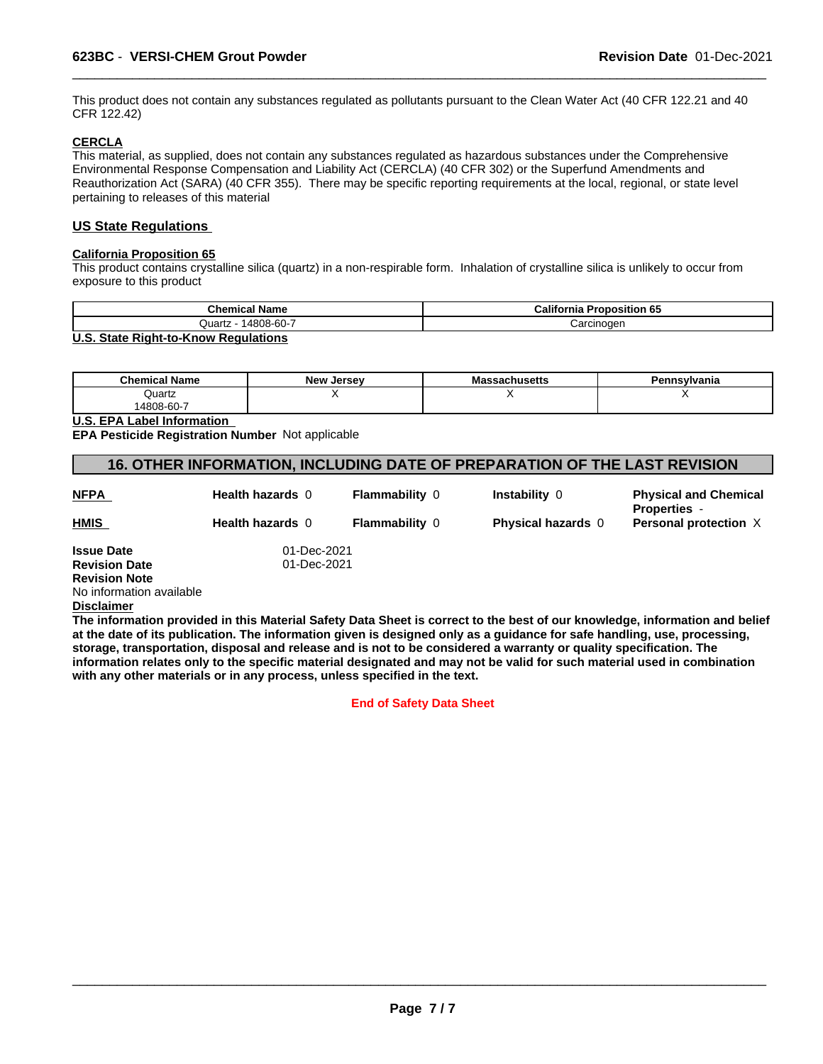This product does not contain any substances regulated as pollutants pursuant to the Clean Water Act (40 CFR 122.21 and 40 CFR 122.42)

**CERCLA**

This material, as supplied, does not contain any substances regulated as hazardous substances under the Comprehensive Environmental Response Compensation and Liability Act (CERCLA) (40 CFR 302) or the Superfund Amendments and Reauthorization Act (SARA) (40 CFR 355). There may be specific reporting requirements at the local, regional, or state level pertaining to releases of this material

## US State Regulations

**California Proposition 65**

This product contains crystalline silica (quartz) in a non-respirable form. Inhalation of crystalline silica is unlikely to occur from exposure to this product

| Chemical Name | California Proposition 65 |
| --- | --- |
| Quartz - 14808-60-7 | Carcinogen |

**U.S. State Right-to-Know Regulations**

| Chemical Name | New Jersey | Massachusetts | Pennsylvania |
| --- | --- | --- | --- |
| Quartz 14808-60-7 | X | X | X |

**U.S. EPA Label Information**

**EPA Pesticide Registration Number** Not applicable

## 16. OTHER INFORMATION, INCLUDING DATE OF PREPARATION OF THE LAST REVISION

| | | | | |
| --- | --- | --- | --- | --- |
| **NFPA** | **Health hazards** 0 | **Flammability** 0 | **Instability** 0 | **Physical and Chemical Properties** - |
| **HMIS** | **Health hazards** 0 | **Flammability** 0 | **Physical hazards** 0 | **Personal protection** X |

**Issue Date** 01-Dec-2021
**Revision Date** 01-Dec-2021
**Revision Note**
No information available

**Disclaimer**

**The information provided in this Material Safety Data Sheet is correct to the best of our knowledge, information and belief at the date of its publication. The information given is designed only as a guidance for safe handling, use, processing, storage, transportation, disposal and release and is not to be considered a warranty or quality specification. The information relates only to the specific material designated and may not be valid for such material used in combination with any other materials or in any process, unless specified in the text.**

**End of Safety Data Sheet**